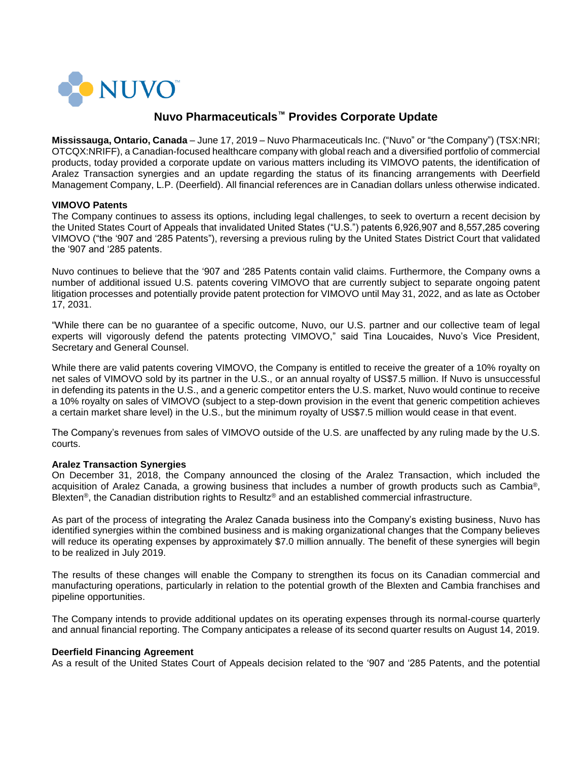NUVO™

# Nuvo Pharmaceuticals™ Provides Corporate Update

**Mississauga, Ontario, Canada** – June 17, 2019 – Nuvo Pharmaceuticals Inc. ("Nuvo" or "the Company") (TSX:NRI; OTCQX:NRIFF), a Canadian-focused healthcare company with global reach and a diversified portfolio of commercial products, today provided a corporate update on various matters including its VIMOVO patents, the identification of Aralez Transaction synergies and an update regarding the status of its financing arrangements with Deerfield Management Company, L.P. (Deerfield). All financial references are in Canadian dollars unless otherwise indicated.

**VIMOVO Patents**

The Company continues to assess its options, including legal challenges, to seek to overturn a recent decision by the United States Court of Appeals that invalidated United States ("U.S.") patents 6,926,907 and 8,557,285 covering VIMOVO ("the '907 and '285 Patents"), reversing a previous ruling by the United States District Court that validated the '907 and '285 patents.

Nuvo continues to believe that the '907 and '285 Patents contain valid claims. Furthermore, the Company owns a number of additional issued U.S. patents covering VIMOVO that are currently subject to separate ongoing patent litigation processes and potentially provide patent protection for VIMOVO until May 31, 2022, and as late as October 17, 2031.

"While there can be no guarantee of a specific outcome, Nuvo, our U.S. partner and our collective team of legal experts will vigorously defend the patents protecting VIMOVO," said Tina Loucaides, Nuvo's Vice President, Secretary and General Counsel.

While there are valid patents covering VIMOVO, the Company is entitled to receive the greater of a 10% royalty on net sales of VIMOVO sold by its partner in the U.S., or an annual royalty of US$7.5 million. If Nuvo is unsuccessful in defending its patents in the U.S., and a generic competitor enters the U.S. market, Nuvo would continue to receive a 10% royalty on sales of VIMOVO (subject to a step-down provision in the event that generic competition achieves a certain market share level) in the U.S., but the minimum royalty of US$7.5 million would cease in that event.

The Company's revenues from sales of VIMOVO outside of the U.S. are unaffected by any ruling made by the U.S. courts.

**Aralez Transaction Synergies**

On December 31, 2018, the Company announced the closing of the Aralez Transaction, which included the acquisition of Aralez Canada, a growing business that includes a number of growth products such as Cambia®, Blexten®, the Canadian distribution rights to Resultz® and an established commercial infrastructure.

As part of the process of integrating the Aralez Canada business into the Company's existing business, Nuvo has identified synergies within the combined business and is making organizational changes that the Company believes will reduce its operating expenses by approximately $7.0 million annually. The benefit of these synergies will begin to be realized in July 2019.

The results of these changes will enable the Company to strengthen its focus on its Canadian commercial and manufacturing operations, particularly in relation to the potential growth of the Blexten and Cambia franchises and pipeline opportunities.

The Company intends to provide additional updates on its operating expenses through its normal-course quarterly and annual financial reporting. The Company anticipates a release of its second quarter results on August 14, 2019.

**Deerfield Financing Agreement**

As a result of the United States Court of Appeals decision related to the '907 and '285 Patents, and the potential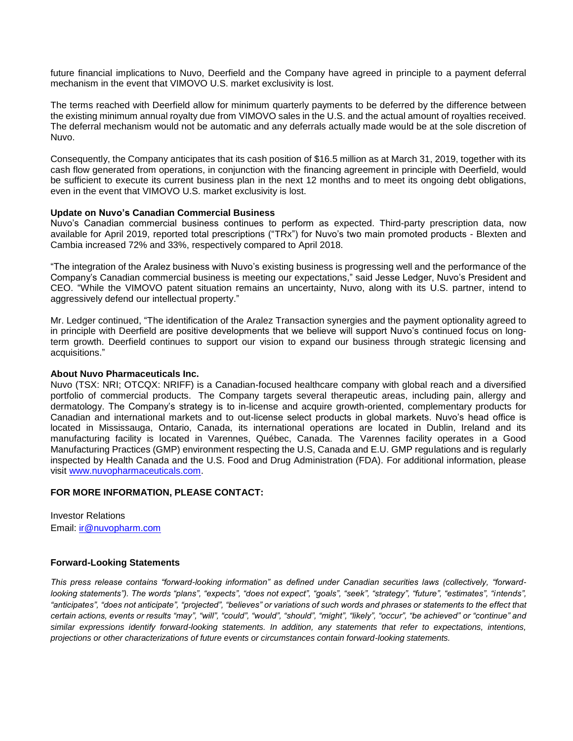future financial implications to Nuvo, Deerfield and the Company have agreed in principle to a payment deferral mechanism in the event that VIMOVO U.S. market exclusivity is lost.

The terms reached with Deerfield allow for minimum quarterly payments to be deferred by the difference between the existing minimum annual royalty due from VIMOVO sales in the U.S. and the actual amount of royalties received. The deferral mechanism would not be automatic and any deferrals actually made would be at the sole discretion of Nuvo.

Consequently, the Company anticipates that its cash position of $16.5 million as at March 31, 2019, together with its cash flow generated from operations, in conjunction with the financing agreement in principle with Deerfield, would be sufficient to execute its current business plan in the next 12 months and to meet its ongoing debt obligations, even in the event that VIMOVO U.S. market exclusivity is lost.

**Update on Nuvo's Canadian Commercial Business**

Nuvo's Canadian commercial business continues to perform as expected. Third-party prescription data, now available for April 2019, reported total prescriptions ("TRx") for Nuvo's two main promoted products - Blexten and Cambia increased 72% and 33%, respectively compared to April 2018.

"The integration of the Aralez business with Nuvo's existing business is progressing well and the performance of the Company's Canadian commercial business is meeting our expectations," said Jesse Ledger, Nuvo's President and CEO. "While the VIMOVO patent situation remains an uncertainty, Nuvo, along with its U.S. partner, intend to aggressively defend our intellectual property."

Mr. Ledger continued, "The identification of the Aralez Transaction synergies and the payment optionality agreed to in principle with Deerfield are positive developments that we believe will support Nuvo's continued focus on long-term growth. Deerfield continues to support our vision to expand our business through strategic licensing and acquisitions."

**About Nuvo Pharmaceuticals Inc.**

Nuvo (TSX: NRI; OTCQX: NRIFF) is a Canadian-focused healthcare company with global reach and a diversified portfolio of commercial products. The Company targets several therapeutic areas, including pain, allergy and dermatology. The Company's strategy is to in-license and acquire growth-oriented, complementary products for Canadian and international markets and to out-license select products in global markets. Nuvo's head office is located in Mississauga, Ontario, Canada, its international operations are located in Dublin, Ireland and its manufacturing facility is located in Varennes, Québec, Canada. The Varennes facility operates in a Good Manufacturing Practices (GMP) environment respecting the U.S, Canada and E.U. GMP regulations and is regularly inspected by Health Canada and the U.S. Food and Drug Administration (FDA). For additional information, please visit [www.nuvopharmaceuticals.com](http://www.nuvopharmaceuticals.com).

**FOR MORE INFORMATION, PLEASE CONTACT:**

Investor Relations
Email: [ir@nuvopharm.com](mailto:ir@nuvopharm.com)

**Forward-Looking Statements**

*This press release contains "forward-looking information" as defined under Canadian securities laws (collectively, "forward-looking statements"). The words "plans", "expects", "does not expect", "goals", "seek", "strategy", "future", "estimates", "intends", "anticipates", "does not anticipate", "projected", "believes" or variations of such words and phrases or statements to the effect that certain actions, events or results "may", "will", "could", "would", "should", "might", "likely", "occur", "be achieved" or "continue" and similar expressions identify forward-looking statements. In addition, any statements that refer to expectations, intentions, projections or other characterizations of future events or circumstances contain forward-looking statements.*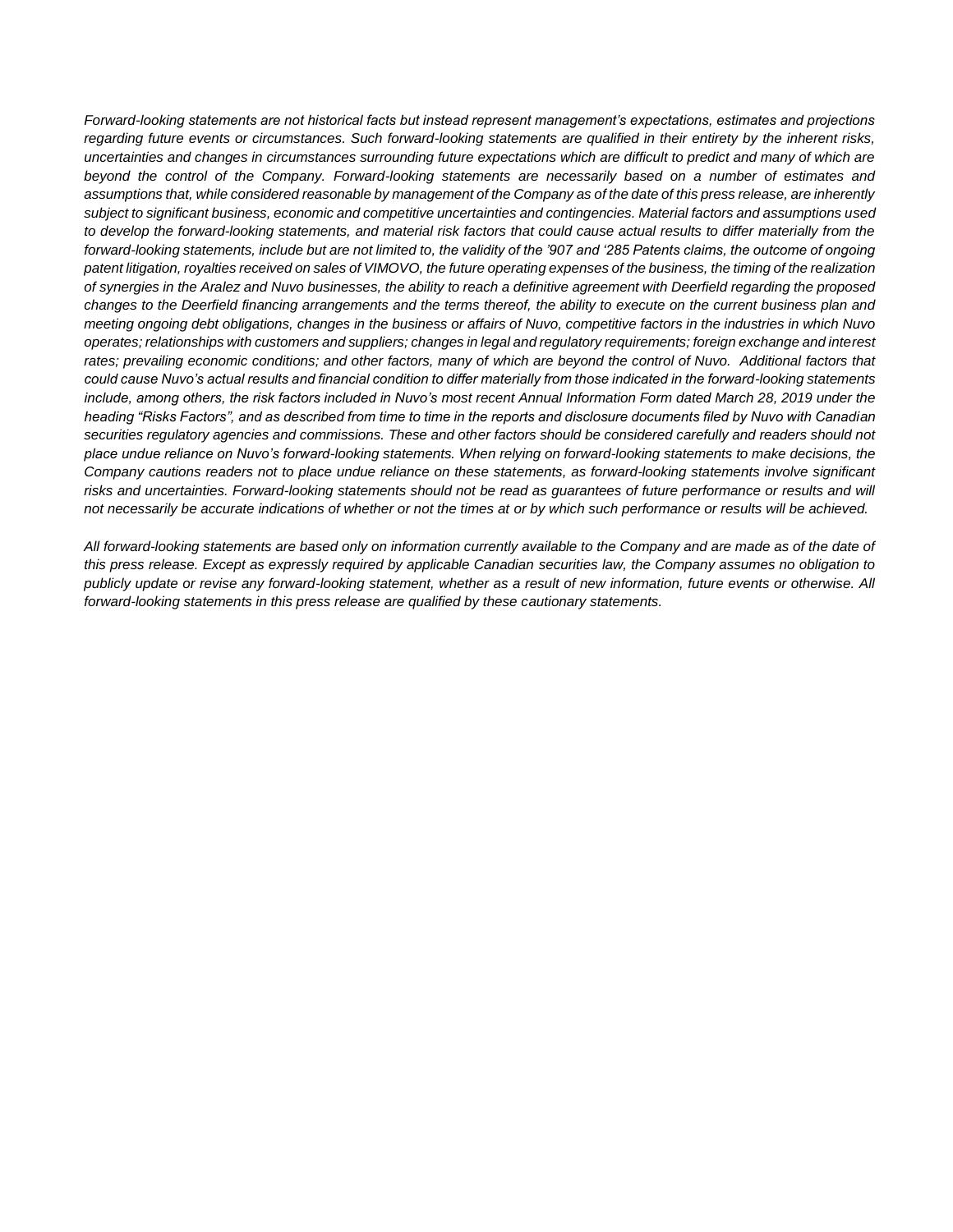*Forward-looking statements are not historical facts but instead represent management's expectations, estimates and projections regarding future events or circumstances. Such forward-looking statements are qualified in their entirety by the inherent risks, uncertainties and changes in circumstances surrounding future expectations which are difficult to predict and many of which are beyond the control of the Company. Forward-looking statements are necessarily based on a number of estimates and assumptions that, while considered reasonable by management of the Company as of the date of this press release, are inherently subject to significant business, economic and competitive uncertainties and contingencies. Material factors and assumptions used to develop the forward-looking statements, and material risk factors that could cause actual results to differ materially from the forward-looking statements, include but are not limited to, the validity of the '907 and '285 Patents claims, the outcome of ongoing patent litigation, royalties received on sales of VIMOVO, the future operating expenses of the business, the timing of the realization of synergies in the Aralez and Nuvo businesses, the ability to reach a definitive agreement with Deerfield regarding the proposed changes to the Deerfield financing arrangements and the terms thereof, the ability to execute on the current business plan and meeting ongoing debt obligations, changes in the business or affairs of Nuvo, competitive factors in the industries in which Nuvo operates; relationships with customers and suppliers; changes in legal and regulatory requirements; foreign exchange and interest rates; prevailing economic conditions; and other factors, many of which are beyond the control of Nuvo. Additional factors that could cause Nuvo's actual results and financial condition to differ materially from those indicated in the forward-looking statements include, among others, the risk factors included in Nuvo's most recent Annual Information Form dated March 28, 2019 under the heading "Risks Factors", and as described from time to time in the reports and disclosure documents filed by Nuvo with Canadian securities regulatory agencies and commissions. These and other factors should be considered carefully and readers should not place undue reliance on Nuvo's forward-looking statements. When relying on forward-looking statements to make decisions, the Company cautions readers not to place undue reliance on these statements, as forward-looking statements involve significant risks and uncertainties. Forward-looking statements should not be read as guarantees of future performance or results and will not necessarily be accurate indications of whether or not the times at or by which such performance or results will be achieved.*

*All forward-looking statements are based only on information currently available to the Company and are made as of the date of this press release. Except as expressly required by applicable Canadian securities law, the Company assumes no obligation to publicly update or revise any forward-looking statement, whether as a result of new information, future events or otherwise. All forward-looking statements in this press release are qualified by these cautionary statements.*